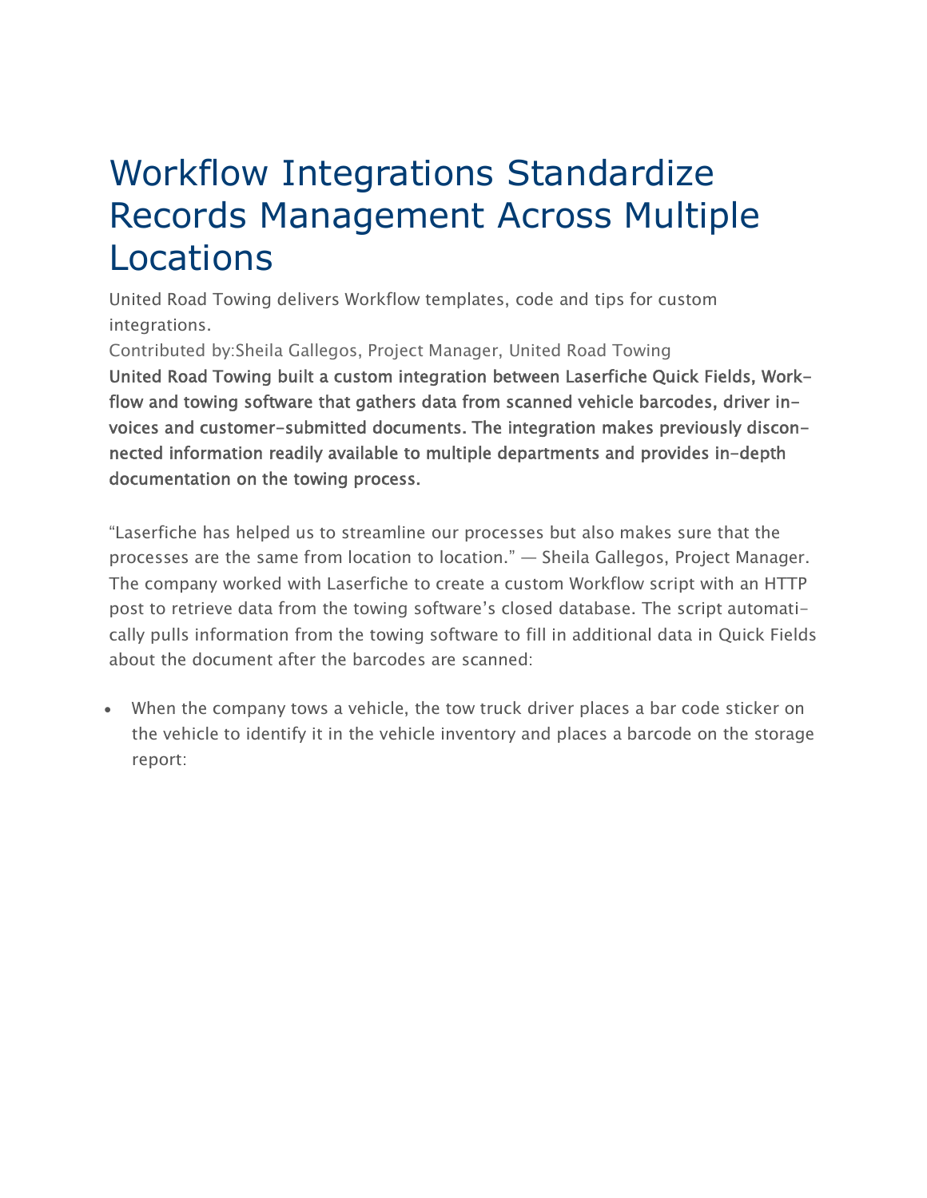# Workflow Integrations Standardize Records Management Across Multiple Locations

United Road Towing delivers Workflow templates, code and tips for custom integrations.

Contributed by:Sheila Gallegos, Project Manager, United Road Towing

**United Road Towing built a custom integration between Laserfiche Quick Fields, Workflow and towing software that gathers data from scanned vehicle barcodes, driver invoices and customer-submitted documents. The integration makes previously disconnected information readily available to multiple departments and provides in-depth documentation on the towing process.**

"Laserfiche has helped us to streamline our processes but also makes sure that the processes are the same from location to location." — Sheila Gallegos, Project Manager. The company worked with Laserfiche to create a custom Workflow script with an HTTP post to retrieve data from the towing software's closed database. The script automatically pulls information from the towing software to fill in additional data in Quick Fields about the document after the barcodes are scanned:

- When the company tows a vehicle, the tow truck driver places a bar code sticker on the vehicle to identify it in the vehicle inventory and places a barcode on the storage report: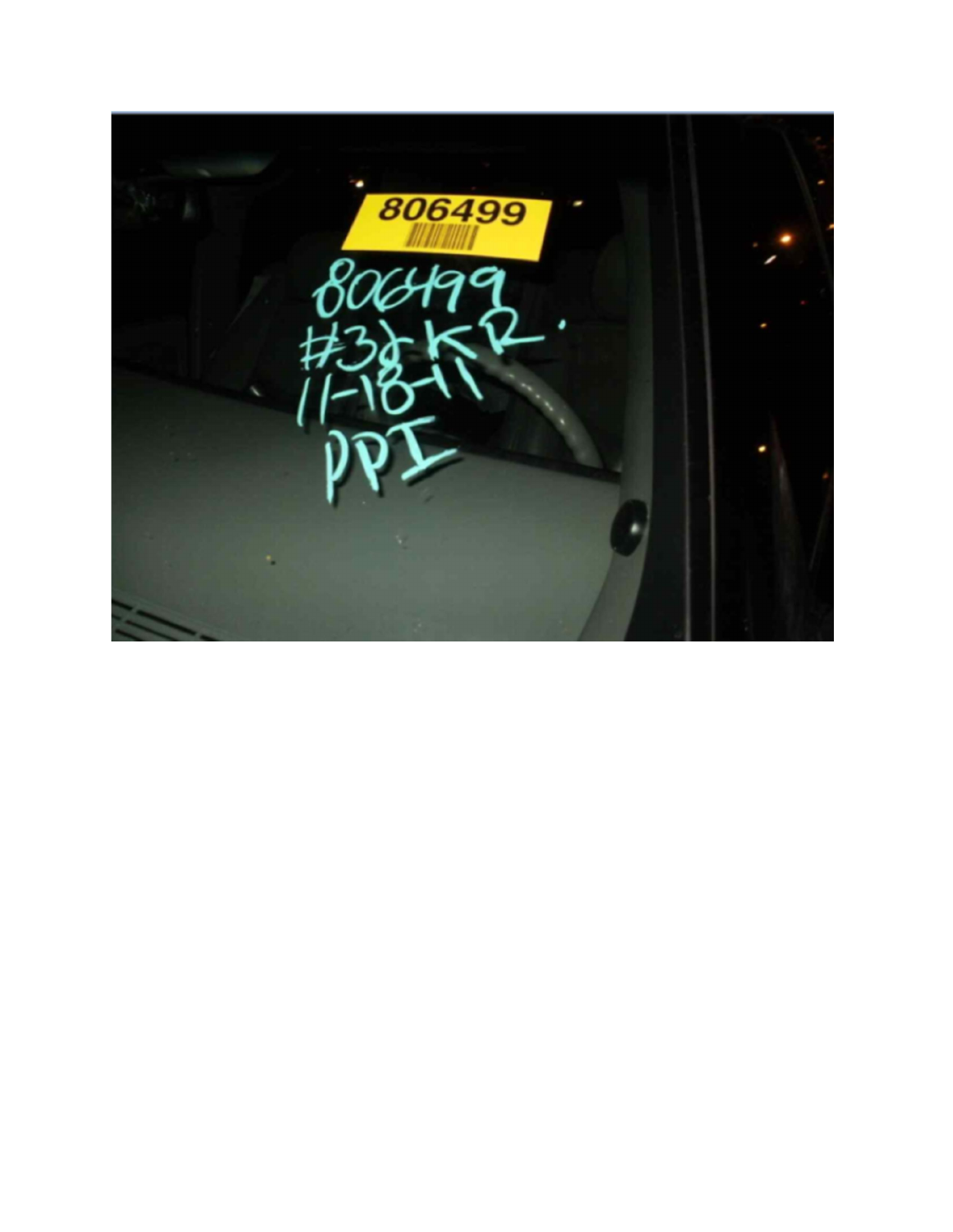806499

806499
#3 KR.
11-18-11
PPI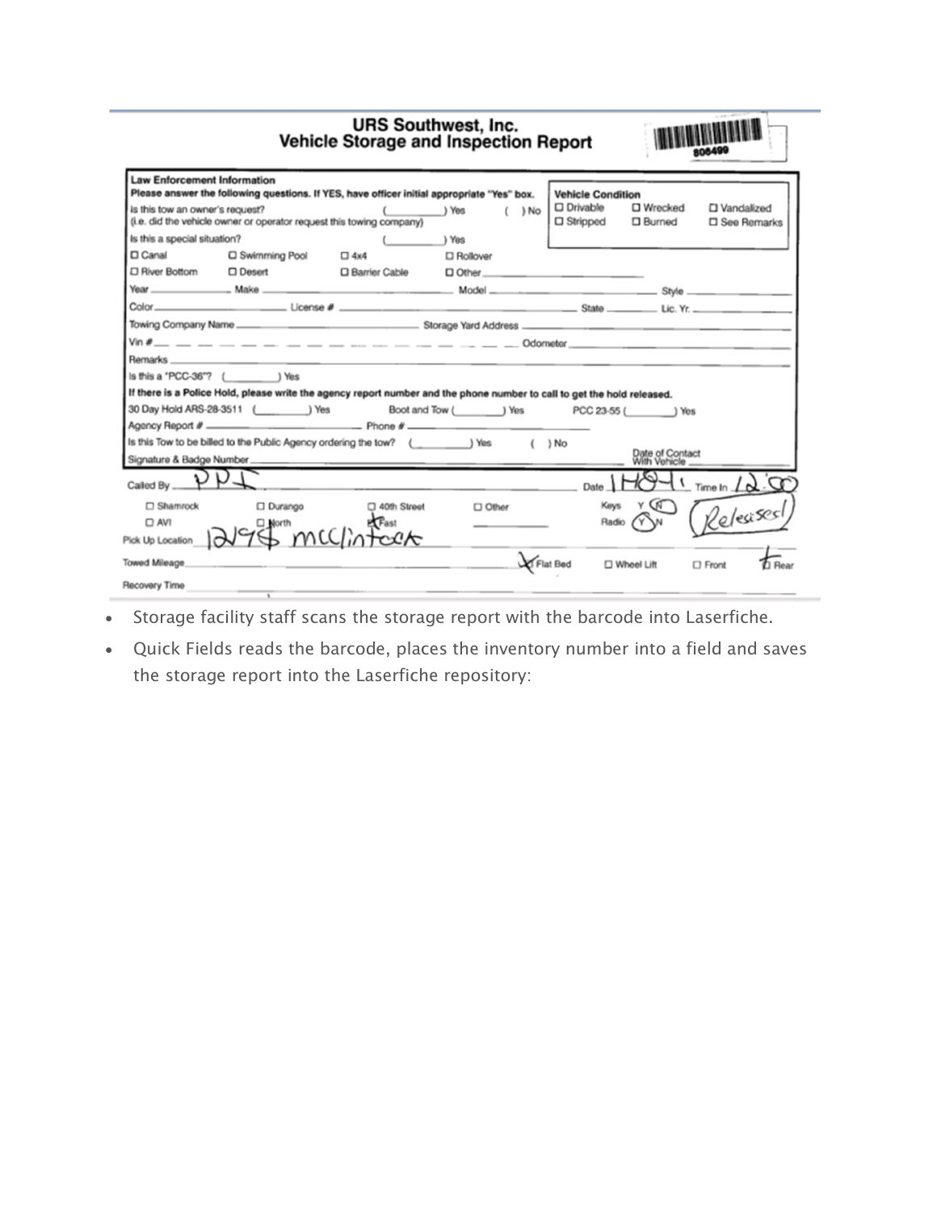## URS Southwest, Inc.
## Vehicle Storage and Inspection Report

806499

**Law Enforcement Information**

**Please answer the following questions. If YES, have officer initial appropriate "Yes" box.**

Is this tow an owner's request? (\_\_\_\_\_\_\_\_\_) Yes ( ) No
(i.e. did the vehicle owner or operator request this towing company)

Is this a special situation? (\_\_\_\_\_\_\_\_\_) Yes

☐ Canal ☐ Swimming Pool ☐ 4x4 ☐ Rollover

☐ River Bottom ☐ Desert ☐ Barrier Cable ☐ Other \_\_\_\_\_\_\_\_

**Vehicle Condition**

☐ Drivable ☐ Wrecked ☐ Vandalized

☐ Stripped ☐ Burned ☐ See Remarks

Year \_\_\_\_\_\_ Make \_\_\_\_\_\_ Model \_\_\_\_\_\_ Style \_\_\_\_\_\_

Color \_\_\_\_\_\_ License # \_\_\_\_\_\_ State \_\_\_\_\_\_ Lic. Yr. \_\_\_\_\_\_

Towing Company Name \_\_\_\_\_\_ Storage Yard Address \_\_\_\_\_\_

Vin # \_\_ \_\_ \_\_ \_\_ \_\_ \_\_ \_\_ \_\_ \_\_ \_\_ \_\_ \_\_ \_\_ \_\_ \_\_ \_\_ \_\_ Odometer \_\_\_\_\_\_

Remarks \_\_\_\_\_\_

Is this a "PCC-36"? (\_\_\_\_\_\_\_\_\_) Yes

**If there is a Police Hold, please write the agency report number and the phone number to call to get the hold released.**

30 Day Hold ARS-28-3511 (\_\_\_\_\_\_\_\_\_) Yes Boot and Tow (\_\_\_\_\_\_\_\_\_) Yes PCC 23-55 (\_\_\_\_\_\_\_\_\_) Yes

Agency Report # \_\_\_\_\_\_ Phone # \_\_\_\_\_\_

Is this Tow to be billed to the Public Agency ordering the tow? (\_\_\_\_\_\_\_\_\_) Yes ( ) No

Signature & Badge Number \_\_\_\_\_\_ Date of Contact With Vehicle \_\_\_\_\_\_

Called By PPI Date 1-HO-41 Time In 12:50

☐ Shamrock ☐ Durango ☐ 40th Street ☐ Other

☐ AVI ☐ North ☒ East

Keys Y (N) Radio (Y) N (Released)

Pick Up Location 1298 McClintock

Towed Mileage \_\_\_\_\_\_ ☒ Flat Bed ☐ Wheel Lift ☐ Front ☒ Rear

Recovery Time \_\_\_\_\_\_

- Storage facility staff scans the storage report with the barcode into Laserfiche.
- Quick Fields reads the barcode, places the inventory number into a field and saves the storage report into the Laserfiche repository: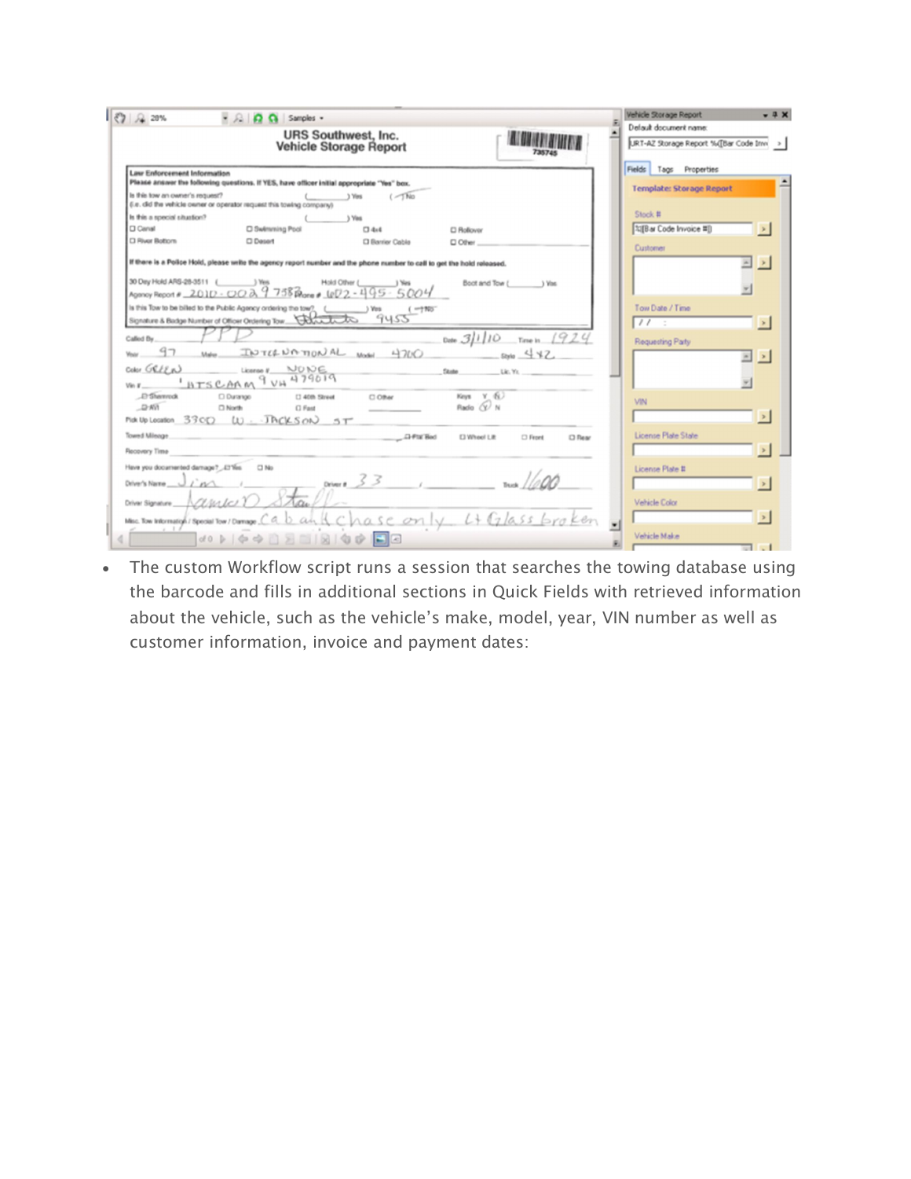- The custom Workflow script runs a session that searches the towing database using the barcode and fills in additional sections in Quick Fields with retrieved information about the vehicle, such as the vehicle's make, model, year, VIN number as well as customer information, invoice and payment dates: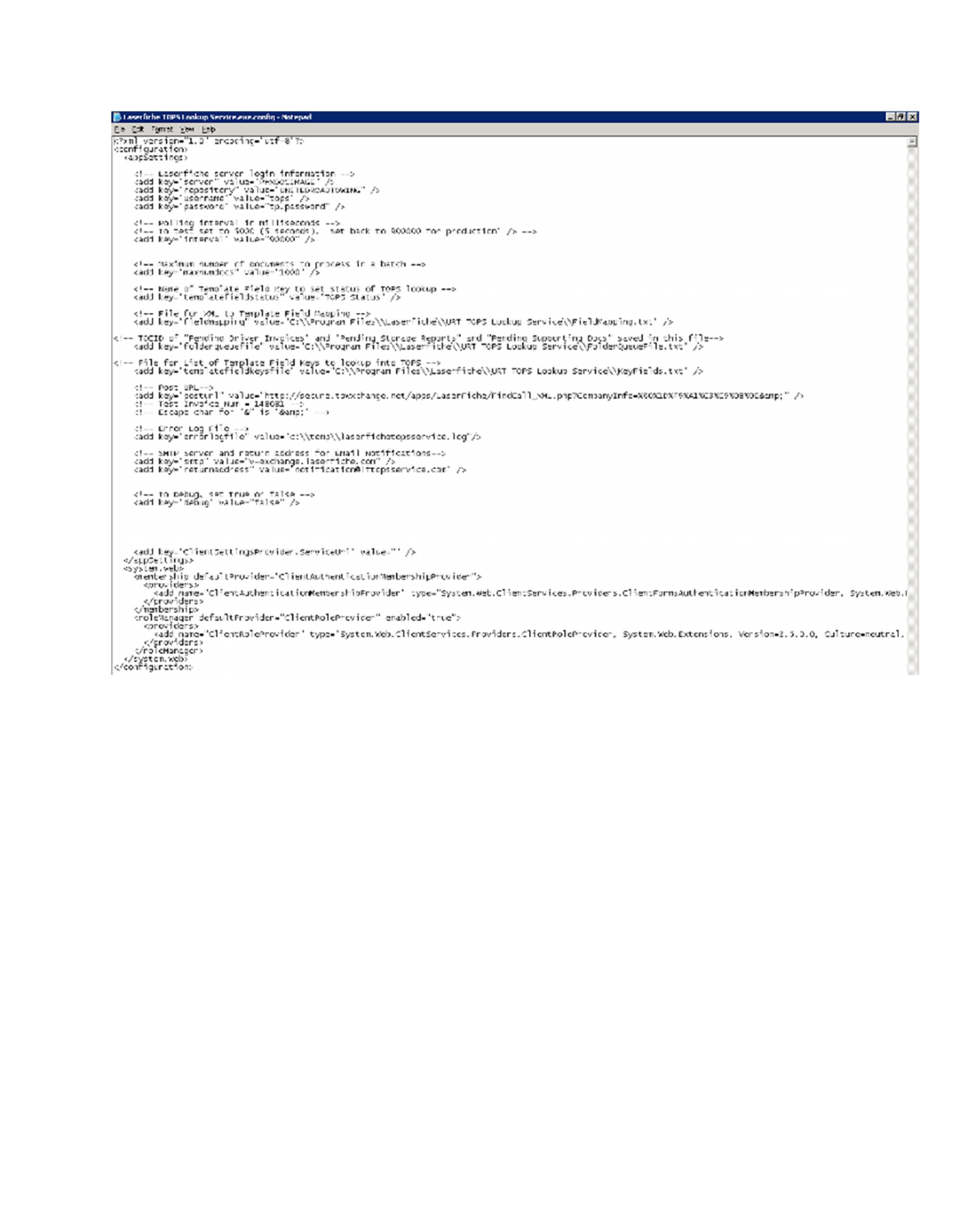Laserfiche TOPS Lookup Service.exe.config - Notepad

File Edit Format View Help

```xml
<?xml version="1.0" encoding="utf-8"?>
<configuration>
  <appSettings>

    <!-- Laserfiche server login information -->
    <add key="server" value="PRODIMAGE" />
    <add key="repository" value="UNITEDROADAUTOWIRE" />
    <add key="username" value="tops" />
    <add key="password" value="tp.password" />

    <!-- Polling interval in milliseconds -->
    <!-- To Test set to 5000 (5 seconds).  Set back to 900000 for production" /> -->
    <add key="interval" value="90000" />


    <!-- Maximum number of documents to process in a batch -->
    <add key="maxnumdocs" value="1000" />

    <!-- Name of Template Field Key to set status of TOPS lookup -->
    <add key="templatefieldstatus" value="TOPS Status" />

    <!-- File for XML to Template Field Mapping -->
    <add key="fieldmapping" value="C:\\Program Files\\Laserfiche\\URT TOPS Lookup Service\\FieldMapping.txt" />

<!-- TOCID of "Pending Driver Invoices" and "Pending Storage Reports" and "Pending Supporting Docs" saved in this file-->
    <add key="folderqueuefile" value="C:\\Program Files\\Laserfiche\\URT TOPS Lookup Service\\FolderQueueFile.txt" />

<!-- File for List of Template Field Keys to lookup into TOPS -->
    <add key="templatefieldkeysfile" value="C:\\Program Files\\Laserfiche\\URT TOPS Lookup Service\\KeyFields.txt" />

    <!-- Post URL-->
    <add key="posturl" value="http://secure.towxchange.net/apps/Laserfiche/FindCall_XML.php?CompanyInfo=%60%10%79%A1%C3%E9%D8%DC&amp;" />
    <!-- Test Invoice_Num = 148081 -->
    <!-- Escape char for "&" is "&amp;" -->

    <!-- Error Log File -->
    <add key="errorlogfile" value="c:\\temp\\laserfichetopsservice.log"/>

    <!-- SMTP server and return address for Email Notifications-->
    <add key="smtp" value="v-exchange.laserfiche.com" />
    <add key="returnaddress" value="notification@ltopsservice.com" />


    <!-- To Debug, set True or False -->
    <add key="debug" value="False" />




    <add key="ClientSettingsProvider.ServiceUri" value="" />
  </appSettings>
  <system.web>
    <membership defaultProvider="ClientAuthenticationMembershipProvider">
      <providers>
        <add name="ClientAuthenticationMembershipProvider" type="System.Web.ClientServices.Providers.ClientFormsAuthenticationMembershipProvider, System.Web.
      </providers>
    </membership>
    <roleManager defaultProvider="ClientRoleProvider" enabled="true">
      <providers>
        <add name="ClientRoleProvider" type="System.Web.ClientServices.Providers.ClientRoleProvider, System.Web.Extensions, Version=3.5.0.0, Culture=neutral,
      </providers>
    </roleManager>
  </system.web>
</configuration>
```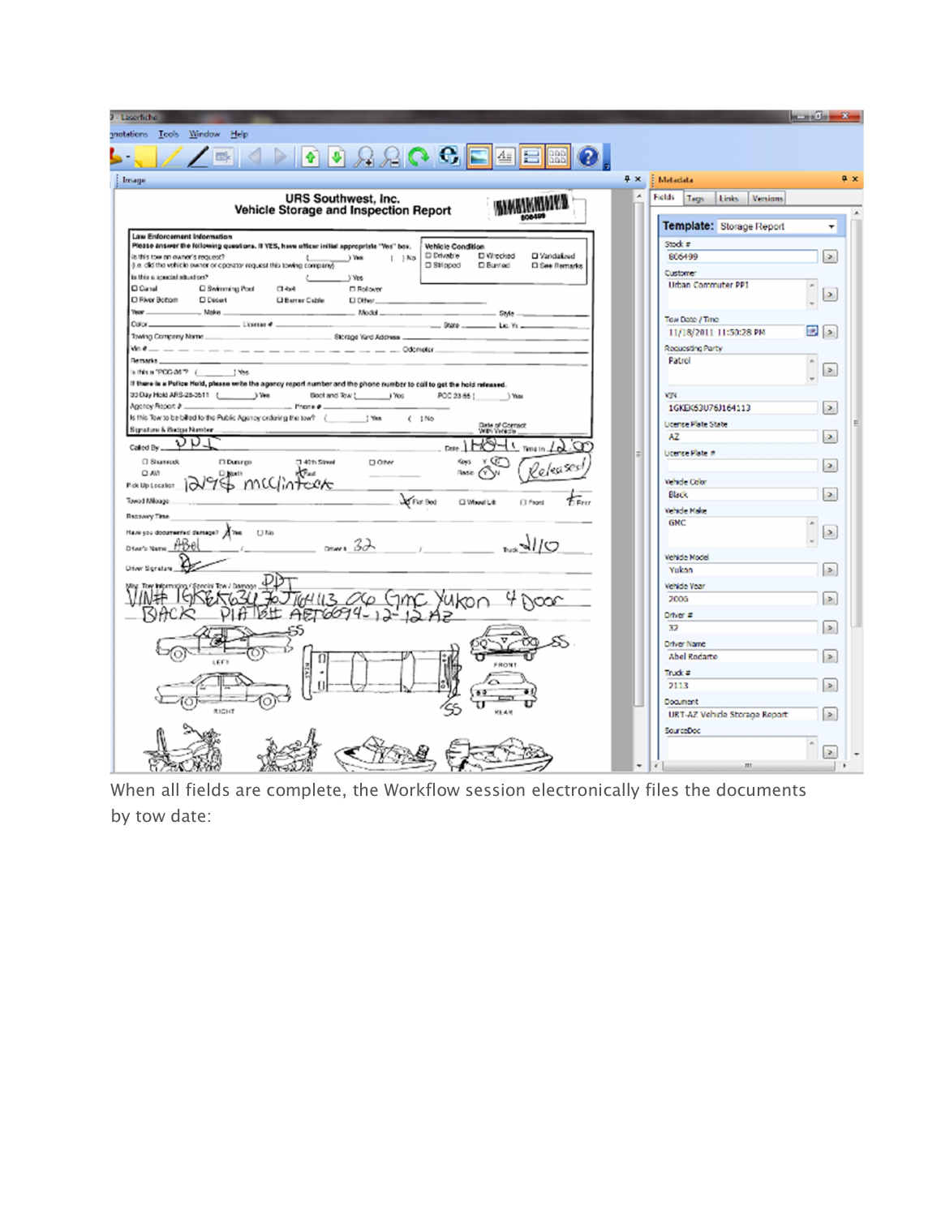When all fields are complete, the Workflow session electronically files the documents by tow date: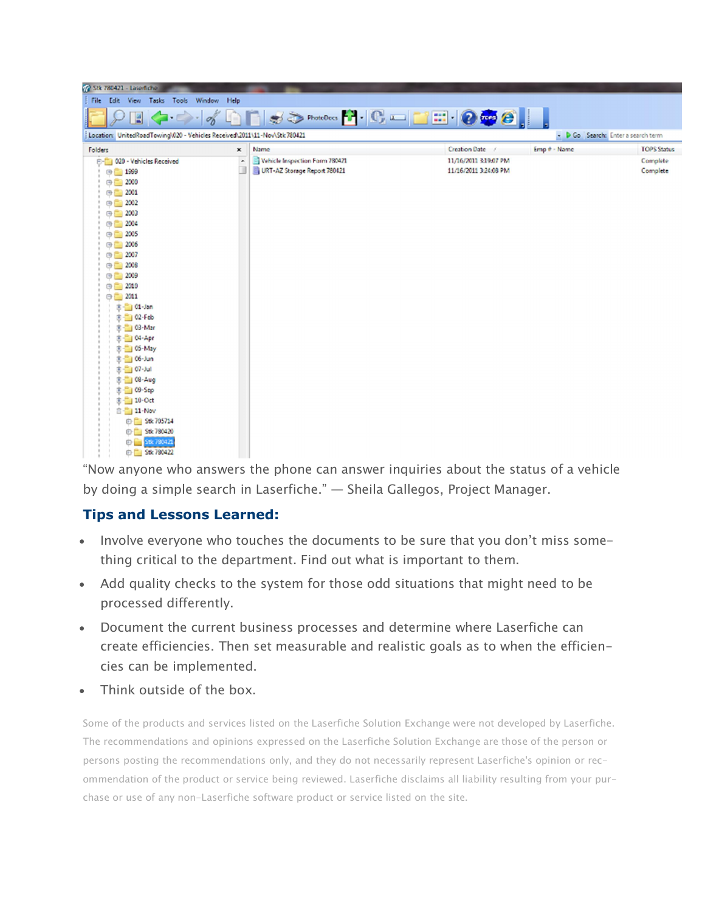“Now anyone who answers the phone can answer inquiries about the status of a vehicle by doing a simple search in Laserfiche.” — Sheila Gallegos, Project Manager.

### Tips and Lessons Learned:

- Involve everyone who touches the documents to be sure that you don’t miss something critical to the department. Find out what is important to them.
- Add quality checks to the system for those odd situations that might need to be processed differently.
- Document the current business processes and determine where Laserfiche can create efficiencies. Then set measurable and realistic goals as to when the efficiencies can be implemented.
- Think outside of the box.

Some of the products and services listed on the Laserfiche Solution Exchange were not developed by Laserfiche. The recommendations and opinions expressed on the Laserfiche Solution Exchange are those of the person or persons posting the recommendations only, and they do not necessarily represent Laserfiche's opinion or recommendation of the product or service being reviewed. Laserfiche disclaims all liability resulting from your purchase or use of any non-Laserfiche software product or service listed on the site.